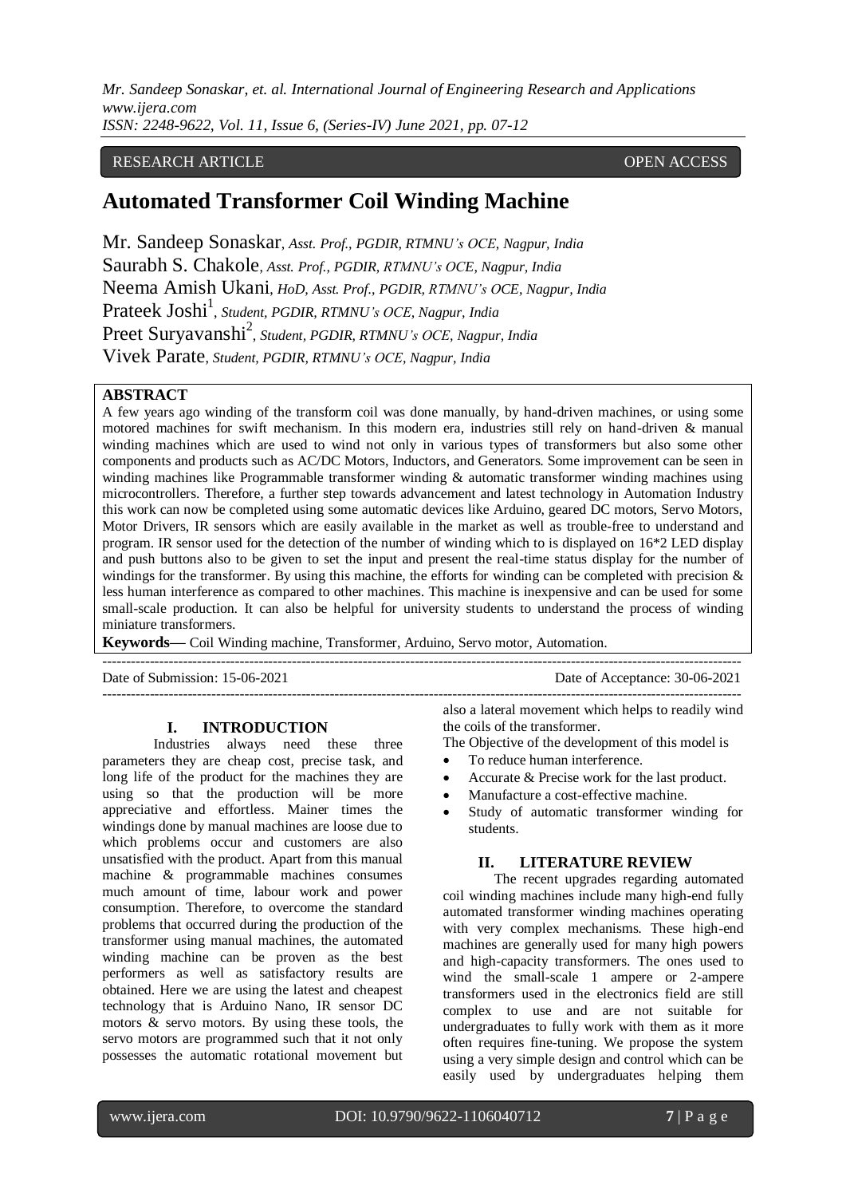RESEARCH ARTICLE OPEN ACCESS

# Automated Transformer Coil Winding Machine

Mr. Sandeep Sonaskar, *Asst. Prof., PGDIR, RTMNU's OCE, Nagpur, India*
Saurabh S. Chakole, *Asst. Prof., PGDIR, RTMNU's OCE, Nagpur, India*
Neema Amish Ukani, *HoD, Asst. Prof., PGDIR, RTMNU's OCE, Nagpur, India*
Prateek Joshi[1], *Student, PGDIR, RTMNU's OCE, Nagpur, India*
Preet Suryavanshi[2], *Student, PGDIR, RTMNU's OCE, Nagpur, India*
Vivek Parate, *Student, PGDIR, RTMNU's OCE, Nagpur, India*

**ABSTRACT**

A few years ago winding of the transform coil was done manually, by hand-driven machines, or using some motored machines for swift mechanism. In this modern era, industries still rely on hand-driven & manual winding machines which are used to wind not only in various types of transformers but also some other components and products such as AC/DC Motors, Inductors, and Generators. Some improvement can be seen in winding machines like Programmable transformer winding & automatic transformer winding machines using microcontrollers. Therefore, a further step towards advancement and latest technology in Automation Industry this work can now be completed using some automatic devices like Arduino, geared DC motors, Servo Motors, Motor Drivers, IR sensors which are easily available in the market as well as trouble-free to understand and program. IR sensor used for the detection of the number of winding which to is displayed on 16*2 LED display and push buttons also to be given to set the input and present the real-time status display for the number of windings for the transformer. By using this machine, the efforts for winding can be completed with precision & less human interference as compared to other machines. This machine is inexpensive and can be used for some small-scale production. It can also be helpful for university students to understand the process of winding miniature transformers.

**Keywords—** Coil Winding machine, Transformer, Arduino, Servo motor, Automation.

Date of Submission: 15-06-2021 Date of Acceptance: 30-06-2021

## I. INTRODUCTION

Industries always need these three parameters they are cheap cost, precise task, and long life of the product for the machines they are using so that the production will be more appreciative and effortless. Mainer times the windings done by manual machines are loose due to which problems occur and customers are also unsatisfied with the product. Apart from this manual machine & programmable machines consumes much amount of time, labour work and power consumption. Therefore, to overcome the standard problems that occurred during the production of the transformer using manual machines, the automated winding machine can be proven as the best performers as well as satisfactory results are obtained. Here we are using the latest and cheapest technology that is Arduino Nano, IR sensor DC motors & servo motors. By using these tools, the servo motors are programmed such that it not only possesses the automatic rotational movement but also a lateral movement which helps to readily wind the coils of the transformer.

The Objective of the development of this model is

- To reduce human interference.
- Accurate & Precise work for the last product.
- Manufacture a cost-effective machine.
- Study of automatic transformer winding for students.

## II. LITERATURE REVIEW

The recent upgrades regarding automated coil winding machines include many high-end fully automated transformer winding machines operating with very complex mechanisms. These high-end machines are generally used for many high powers and high-capacity transformers. The ones used to wind the small-scale 1 ampere or 2-ampere transformers used in the electronics field are still complex to use and are not suitable for undergraduates to fully work with them as it more often requires fine-tuning. We propose the system using a very simple design and control which can be easily used by undergraduates helping them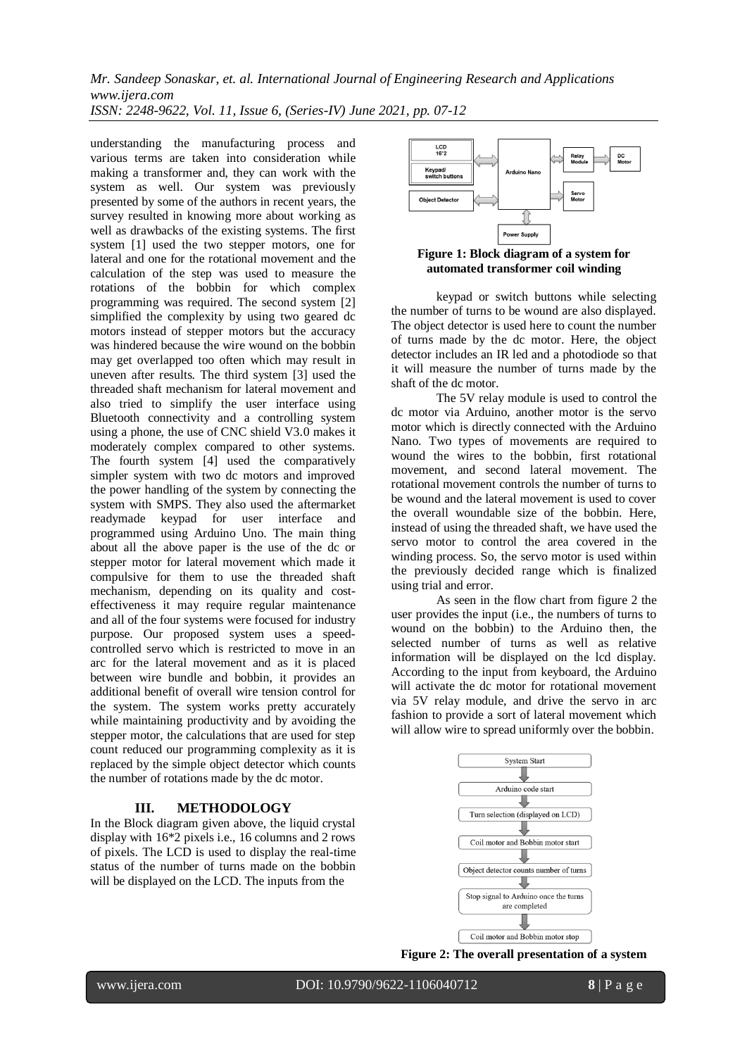understanding the manufacturing process and various terms are taken into consideration while making a transformer and, they can work with the system as well. Our system was previously presented by some of the authors in recent years, the survey resulted in knowing more about working as well as drawbacks of the existing systems. The first system [1] used the two stepper motors, one for lateral and one for the rotational movement and the calculation of the step was used to measure the rotations of the bobbin for which complex programming was required. The second system [2] simplified the complexity by using two geared dc motors instead of stepper motors but the accuracy was hindered because the wire wound on the bobbin may get overlapped too often which may result in uneven after results. The third system [3] used the threaded shaft mechanism for lateral movement and also tried to simplify the user interface using Bluetooth connectivity and a controlling system using a phone, the use of CNC shield V3.0 makes it moderately complex compared to other systems. The fourth system [4] used the comparatively simpler system with two dc motors and improved the power handling of the system by connecting the system with SMPS. They also used the aftermarket readymade keypad for user interface and programmed using Arduino Uno. The main thing about all the above paper is the use of the dc or stepper motor for lateral movement which made it compulsive for them to use the threaded shaft mechanism, depending on its quality and cost-effectiveness it may require regular maintenance and all of the four systems were focused for industry purpose. Our proposed system uses a speed-controlled servo which is restricted to move in an arc for the lateral movement and as it is placed between wire bundle and bobbin, it provides an additional benefit of overall wire tension control for the system. The system works pretty accurately while maintaining productivity and by avoiding the stepper motor, the calculations that are used for step count reduced our programming complexity as it is replaced by the simple object detector which counts the number of rotations made by the dc motor.

## III. METHODOLOGY

In the Block diagram given above, the liquid crystal display with 16*2 pixels i.e., 16 columns and 2 rows of pixels. The LCD is used to display the real-time status of the number of turns made on the bobbin will be displayed on the LCD. The inputs from the

**Figure 1: Block diagram of a system for automated transformer coil winding**

keypad or switch buttons while selecting the number of turns to be wound are also displayed. The object detector is used here to count the number of turns made by the dc motor. Here, the object detector includes an IR led and a photodiode so that it will measure the number of turns made by the shaft of the dc motor.

The 5V relay module is used to control the dc motor via Arduino, another motor is the servo motor which is directly connected with the Arduino Nano. Two types of movements are required to wound the wires to the bobbin, first rotational movement, and second lateral movement. The rotational movement controls the number of turns to be wound and the lateral movement is used to cover the overall woundable size of the bobbin. Here, instead of using the threaded shaft, we have used the servo motor to control the area covered in the winding process. So, the servo motor is used within the previously decided range which is finalized using trial and error.

As seen in the flow chart from figure 2 the user provides the input (i.e., the numbers of turns to wound on the bobbin) to the Arduino then, the selected number of turns as well as relative information will be displayed on the lcd display. According to the input from keyboard, the Arduino will activate the dc motor for rotational movement via 5V relay module, and drive the servo in arc fashion to provide a sort of lateral movement which will allow wire to spread uniformly over the bobbin.

**Figure 2: The overall presentation of a system**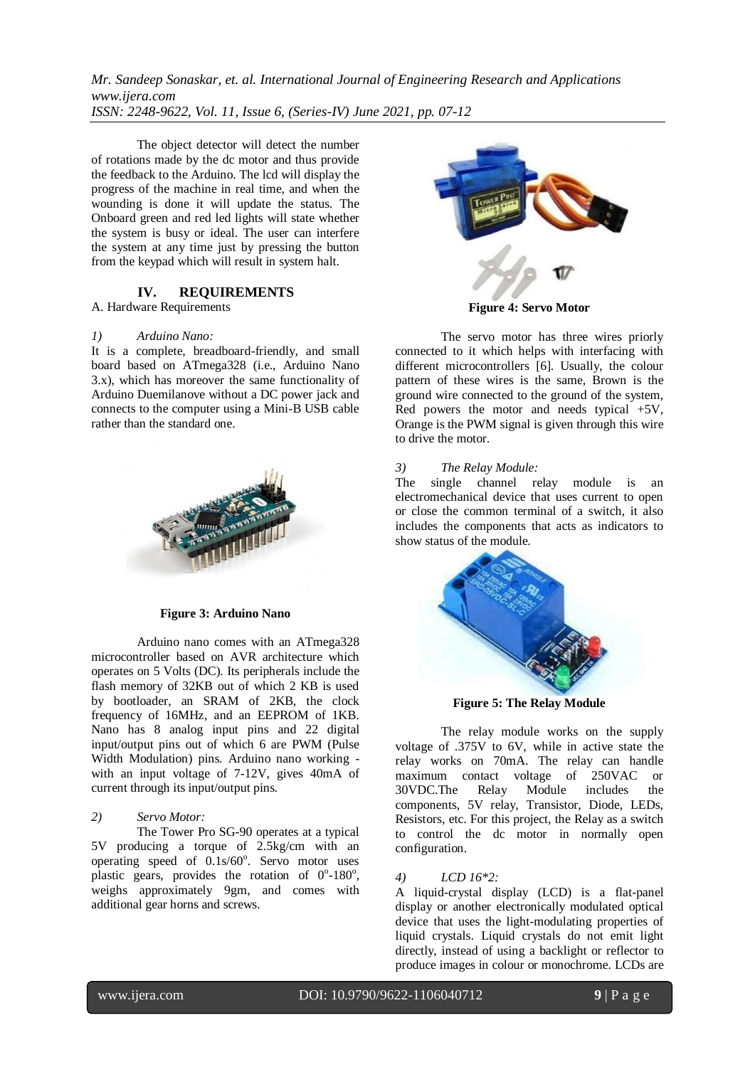The object detector will detect the number of rotations made by the dc motor and thus provide the feedback to the Arduino. The lcd will display the progress of the machine in real time, and when the wounding is done it will update the status. The Onboard green and red led lights will state whether the system is busy or ideal. The user can interfere the system at any time just by pressing the button from the keypad which will result in system halt.

## IV. REQUIREMENTS

A. Hardware Requirements

*1) Arduino Nano:*

It is a complete, breadboard-friendly, and small board based on ATmega328 (i.e., Arduino Nano 3.x), which has moreover the same functionality of Arduino Duemilanove without a DC power jack and connects to the computer using a Mini-B USB cable rather than the standard one.

**Figure 3: Arduino Nano**

Arduino nano comes with an ATmega328 microcontroller based on AVR architecture which operates on 5 Volts (DC). Its peripherals include the flash memory of 32KB out of which 2 KB is used by bootloader, an SRAM of 2KB, the clock frequency of 16MHz, and an EEPROM of 1KB. Nano has 8 analog input pins and 22 digital input/output pins out of which 6 are PWM (Pulse Width Modulation) pins. Arduino nano working - with an input voltage of 7-12V, gives 40mA of current through its input/output pins.

*2) Servo Motor:*

The Tower Pro SG-90 operates at a typical 5V producing a torque of 2.5kg/cm with an operating speed of 0.1s/60$^{o}$. Servo motor uses plastic gears, provides the rotation of 0$^{o}$-180$^{o}$, weighs approximately 9gm, and comes with additional gear horns and screws.

**Figure 4: Servo Motor**

The servo motor has three wires priorly connected to it which helps with interfacing with different microcontrollers [6]. Usually, the colour pattern of these wires is the same, Brown is the ground wire connected to the ground of the system, Red powers the motor and needs typical +5V, Orange is the PWM signal is given through this wire to drive the motor.

*3) The Relay Module:*

The single channel relay module is an electromechanical device that uses current to open or close the common terminal of a switch, it also includes the components that acts as indicators to show status of the module.

**Figure 5: The Relay Module**

The relay module works on the supply voltage of .375V to 6V, while in active state the relay works on 70mA. The relay can handle maximum contact voltage of 250VAC or 30VDC.The Relay Module includes the components, 5V relay, Transistor, Diode, LEDs, Resistors, etc. For this project, the Relay as a switch to control the dc motor in normally open configuration.

*4) LCD 16*2:*

A liquid-crystal display (LCD) is a flat-panel display or another electronically modulated optical device that uses the light-modulating properties of liquid crystals. Liquid crystals do not emit light directly, instead of using a backlight or reflector to produce images in colour or monochrome. LCDs are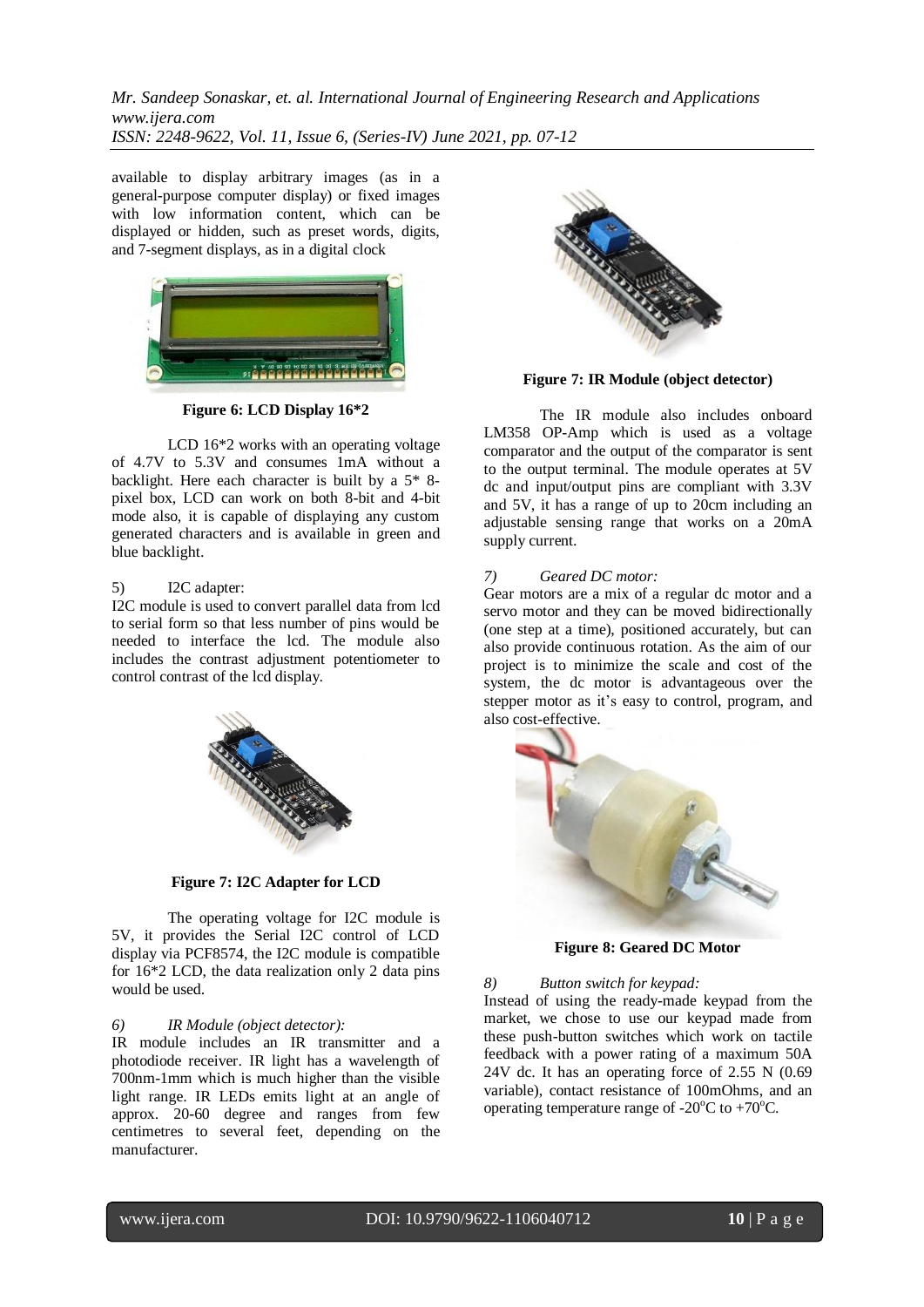available to display arbitrary images (as in a general-purpose computer display) or fixed images with low information content, which can be displayed or hidden, such as preset words, digits, and 7-segment displays, as in a digital clock

**Figure 6: LCD Display 16*2**

LCD 16*2 works with an operating voltage of 4.7V to 5.3V and consumes 1mA without a backlight. Here each character is built by a 5* 8-pixel box, LCD can work on both 8-bit and 4-bit mode also, it is capable of displaying any custom generated characters and is available in green and blue backlight.

5) I2C adapter:

I2C module is used to convert parallel data from lcd to serial form so that less number of pins would be needed to interface the lcd. The module also includes the contrast adjustment potentiometer to control contrast of the lcd display.

**Figure 7: I2C Adapter for LCD**

The operating voltage for I2C module is 5V, it provides the Serial I2C control of LCD display via PCF8574, the I2C module is compatible for 16*2 LCD, the data realization only 2 data pins would be used.

*6) IR Module (object detector):*

IR module includes an IR transmitter and a photodiode receiver. IR light has a wavelength of 700nm-1mm which is much higher than the visible light range. IR LEDs emits light at an angle of approx. 20-60 degree and ranges from few centimetres to several feet, depending on the manufacturer.

**Figure 7: IR Module (object detector)**

The IR module also includes onboard LM358 OP-Amp which is used as a voltage comparator and the output of the comparator is sent to the output terminal. The module operates at 5V dc and input/output pins are compliant with 3.3V and 5V, it has a range of up to 20cm including an adjustable sensing range that works on a 20mA supply current.

*7) Geared DC motor:*

Gear motors are a mix of a regular dc motor and a servo motor and they can be moved bidirectionally (one step at a time), positioned accurately, but can also provide continuous rotation. As the aim of our project is to minimize the scale and cost of the system, the dc motor is advantageous over the stepper motor as it's easy to control, program, and also cost-effective.

**Figure 8: Geared DC Motor**

*8) Button switch for keypad:*

Instead of using the ready-made keypad from the market, we chose to use our keypad made from these push-button switches which work on tactile feedback with a power rating of a maximum 50A 24V dc. It has an operating force of 2.55 N (0.69 variable), contact resistance of 100mOhms, and an operating temperature range of -20°C to +70°C.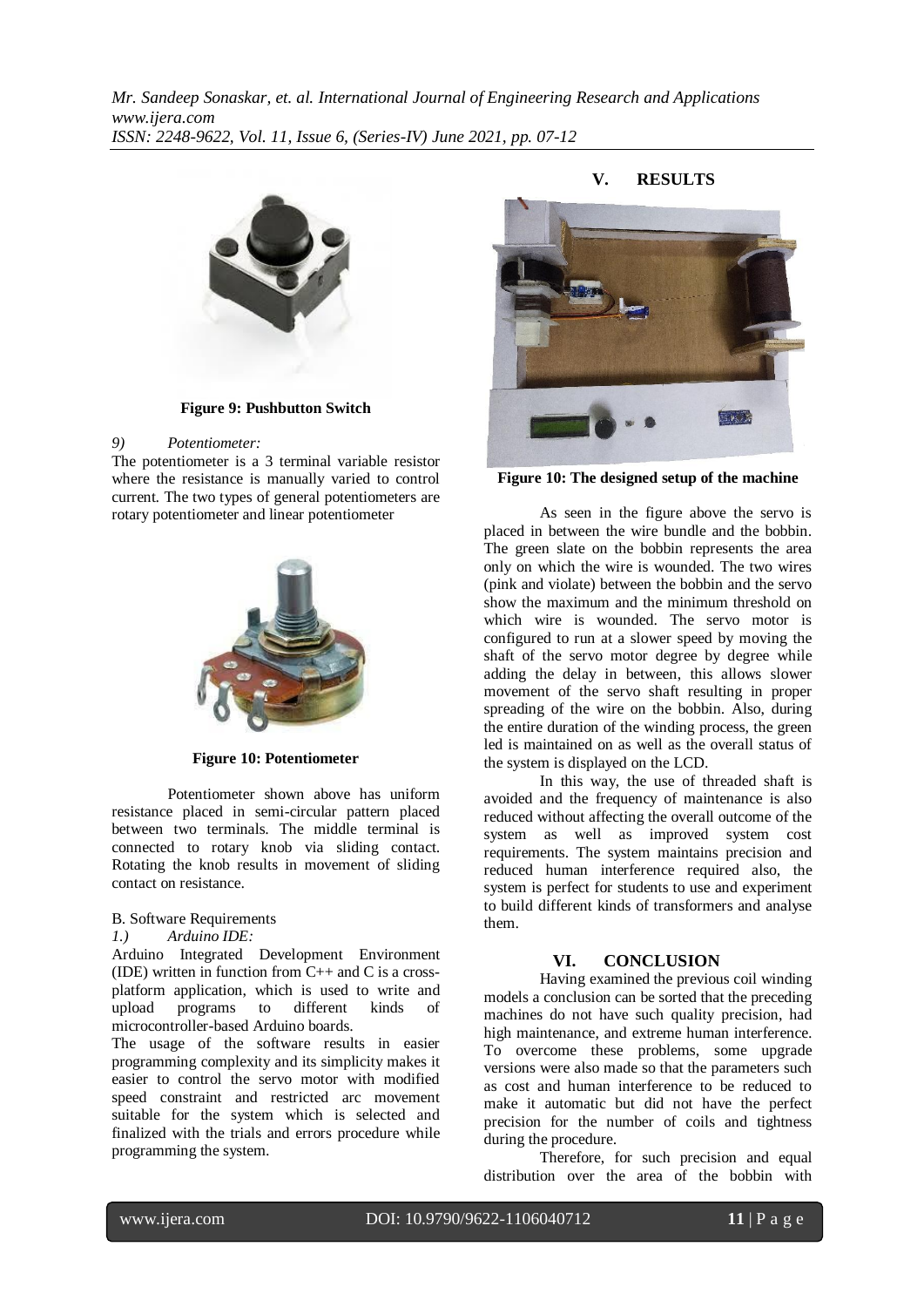**Figure 9: Pushbutton Switch**

*9) Potentiometer:*

The potentiometer is a 3 terminal variable resistor where the resistance is manually varied to control current. The two types of general potentiometers are rotary potentiometer and linear potentiometer

**Figure 10: Potentiometer**

Potentiometer shown above has uniform resistance placed in semi-circular pattern placed between two terminals. The middle terminal is connected to rotary knob via sliding contact. Rotating the knob results in movement of sliding contact on resistance.

B. Software Requirements

*1.) Arduino IDE:*

Arduino Integrated Development Environment (IDE) written in function from C++ and C is a cross-platform application, which is used to write and upload programs to different kinds of microcontroller-based Arduino boards.

The usage of the software results in easier programming complexity and its simplicity makes it easier to control the servo motor with modified speed constraint and restricted arc movement suitable for the system which is selected and finalized with the trials and errors procedure while programming the system.

## V. RESULTS

**Figure 10: The designed setup of the machine**

As seen in the figure above the servo is placed in between the wire bundle and the bobbin. The green slate on the bobbin represents the area only on which the wire is wounded. The two wires (pink and violate) between the bobbin and the servo show the maximum and the minimum threshold on which wire is wounded. The servo motor is configured to run at a slower speed by moving the shaft of the servo motor degree by degree while adding the delay in between, this allows slower movement of the servo shaft resulting in proper spreading of the wire on the bobbin. Also, during the entire duration of the winding process, the green led is maintained on as well as the overall status of the system is displayed on the LCD.

In this way, the use of threaded shaft is avoided and the frequency of maintenance is also reduced without affecting the overall outcome of the system as well as improved system cost requirements. The system maintains precision and reduced human interference required also, the system is perfect for students to use and experiment to build different kinds of transformers and analyse them.

## VI. CONCLUSION

Having examined the previous coil winding models a conclusion can be sorted that the preceding machines do not have such quality precision, had high maintenance, and extreme human interference. To overcome these problems, some upgrade versions were also made so that the parameters such as cost and human interference to be reduced to make it automatic but did not have the perfect precision for the number of coils and tightness during the procedure.

Therefore, for such precision and equal distribution over the area of the bobbin with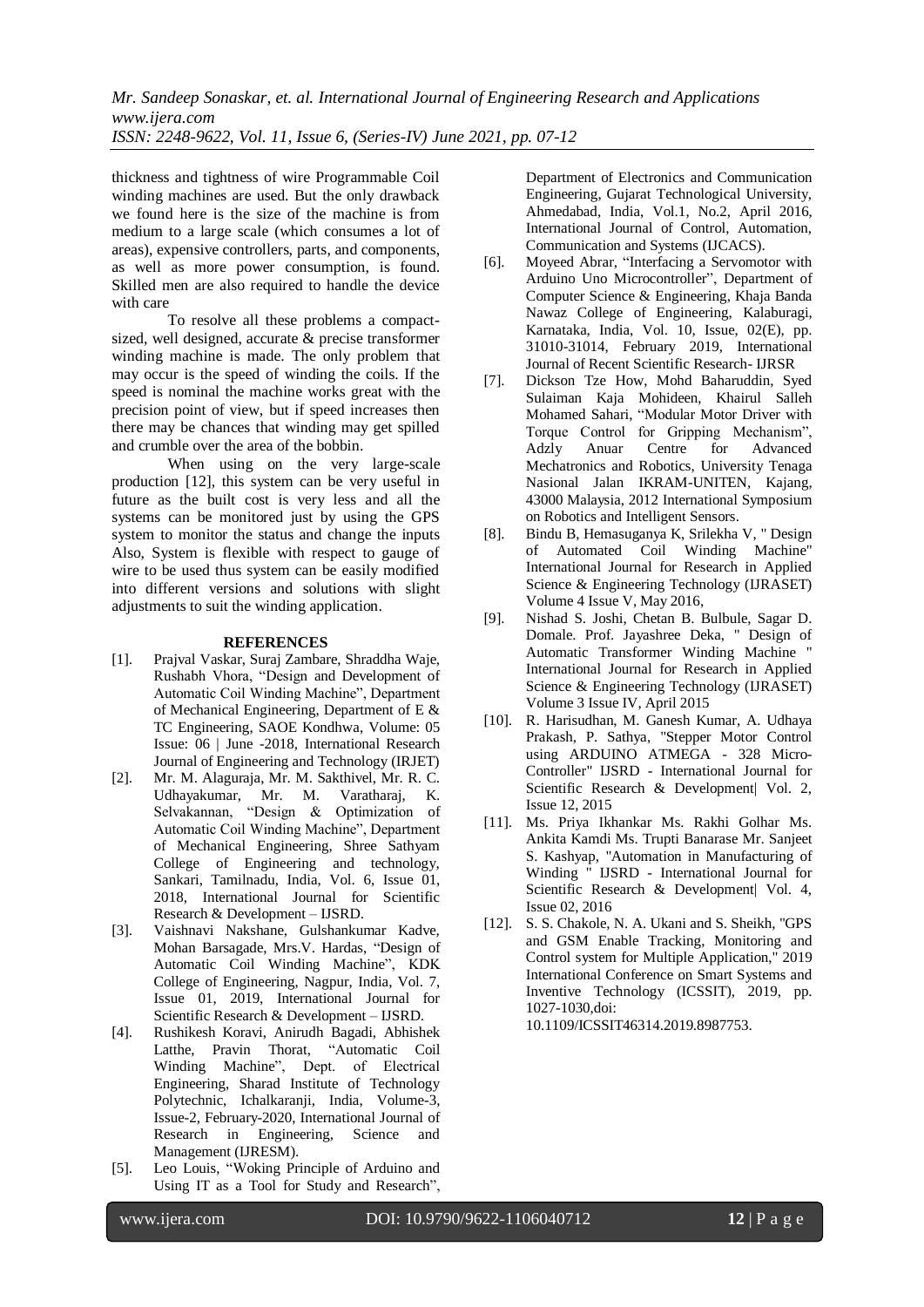thickness and tightness of wire Programmable Coil winding machines are used. But the only drawback we found here is the size of the machine is from medium to a large scale (which consumes a lot of areas), expensive controllers, parts, and components, as well as more power consumption, is found. Skilled men are also required to handle the device with care

To resolve all these problems a compact-sized, well designed, accurate & precise transformer winding machine is made. The only problem that may occur is the speed of winding the coils. If the speed is nominal the machine works great with the precision point of view, but if speed increases then there may be chances that winding may get spilled and crumble over the area of the bobbin.

When using on the very large-scale production [12], this system can be very useful in future as the built cost is very less and all the systems can be monitored just by using the GPS system to monitor the status and change the inputs Also, System is flexible with respect to gauge of wire to be used thus system can be easily modified into different versions and solutions with slight adjustments to suit the winding application.

## REFERENCES

[1]. Prajval Vaskar, Suraj Zambare, Shraddha Waje, Rushabh Vhora, "Design and Development of Automatic Coil Winding Machine", Department of Mechanical Engineering, Department of E & TC Engineering, SAOE Kondhwa, Volume: 05 Issue: 06 | June -2018, International Research Journal of Engineering and Technology (IRJET)

[2]. Mr. M. Alaguraja, Mr. M. Sakthivel, Mr. R. C. Udhayakumar, Mr. M. Varatharaj, K. Selvakannan, "Design & Optimization of Automatic Coil Winding Machine", Department of Mechanical Engineering, Shree Sathyam College of Engineering and technology, Sankari, Tamilnadu, India, Vol. 6, Issue 01, 2018, International Journal for Scientific Research & Development – IJSRD.

[3]. Vaishnavi Nakshane, Gulshankumar Kadve, Mohan Barsagade, Mrs.V. Hardas, "Design of Automatic Coil Winding Machine", KDK College of Engineering, Nagpur, India, Vol. 7, Issue 01, 2019, International Journal for Scientific Research & Development – IJSRD.

[4]. Rushikesh Koravi, Anirudh Bagadi, Abhishek Latthe, Pravin Thorat, "Automatic Coil Winding Machine", Dept. of Electrical Engineering, Sharad Institute of Technology Polytechnic, Ichalkaranji, India, Volume-3, Issue-2, February-2020, International Journal of Research in Engineering, Science and Management (IJRESM).

[5]. Leo Louis, "Woking Principle of Arduino and Using IT as a Tool for Study and Research", Department of Electronics and Communication Engineering, Gujarat Technological University, Ahmedabad, India, Vol.1, No.2, April 2016, International Journal of Control, Automation, Communication and Systems (IJCACS).

[6]. Moyeed Abrar, "Interfacing a Servomotor with Arduino Uno Microcontroller", Department of Computer Science & Engineering, Khaja Banda Nawaz College of Engineering, Kalaburagi, Karnataka, India, Vol. 10, Issue, 02(E), pp. 31010-31014, February 2019, International Journal of Recent Scientific Research- IJRSR

[7]. Dickson Tze How, Mohd Baharuddin, Syed Sulaiman Kaja Mohideen, Khairul Salleh Mohamed Sahari, "Modular Motor Driver with Torque Control for Gripping Mechanism", Adzly Anuar Centre for Advanced Mechatronics and Robotics, University Tenaga Nasional Jalan IKRAM-UNITEN, Kajang, 43000 Malaysia, 2012 International Symposium on Robotics and Intelligent Sensors.

[8]. Bindu B, Hemasuganya K, Srilekha V, " Design of Automated Coil Winding Machine" International Journal for Research in Applied Science & Engineering Technology (IJRASET) Volume 4 Issue V, May 2016,

[9]. Nishad S. Joshi, Chetan B. Bulbule, Sagar D. Domale. Prof. Jayashree Deka, " Design of Automatic Transformer Winding Machine " International Journal for Research in Applied Science & Engineering Technology (IJRASET) Volume 3 Issue IV, April 2015

[10]. R. Harisudhan, M. Ganesh Kumar, A. Udhaya Prakash, P. Sathya, "Stepper Motor Control using ARDUINO ATMEGA - 328 Micro-Controller" IJSRD - International Journal for Scientific Research & Development| Vol. 2, Issue 12, 2015

[11]. Ms. Priya Ikhankar Ms. Rakhi Golhar Ms. Ankita Kamdi Ms. Trupti Banarase Mr. Sanjeet S. Kashyap, "Automation in Manufacturing of Winding " IJSRD - International Journal for Scientific Research & Development| Vol. 4, Issue 02, 2016

[12]. S. S. Chakole, N. A. Ukani and S. Sheikh, "GPS and GSM Enable Tracking, Monitoring and Control system for Multiple Application," 2019 International Conference on Smart Systems and Inventive Technology (ICSSIT), 2019, pp. 1027-1030,doi: 10.1109/ICSSIT46314.2019.8987753.